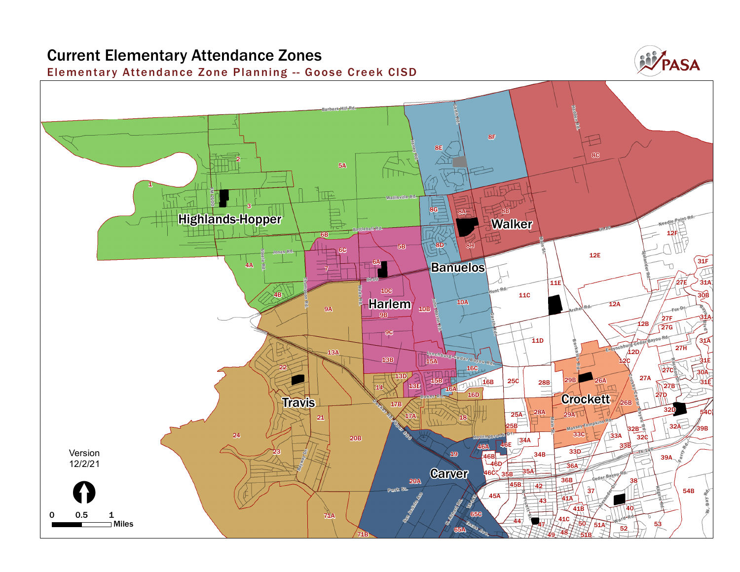# Current Elementary Attendance Zones

## Elementary Attendance Zone Planning -- Goose Creek CISD

PASA

Highlands-Hopper

Walker

Banuelos

Harlem

Travis

Crockett

Carver

Version 12/2/21

0 0.5 1 Miles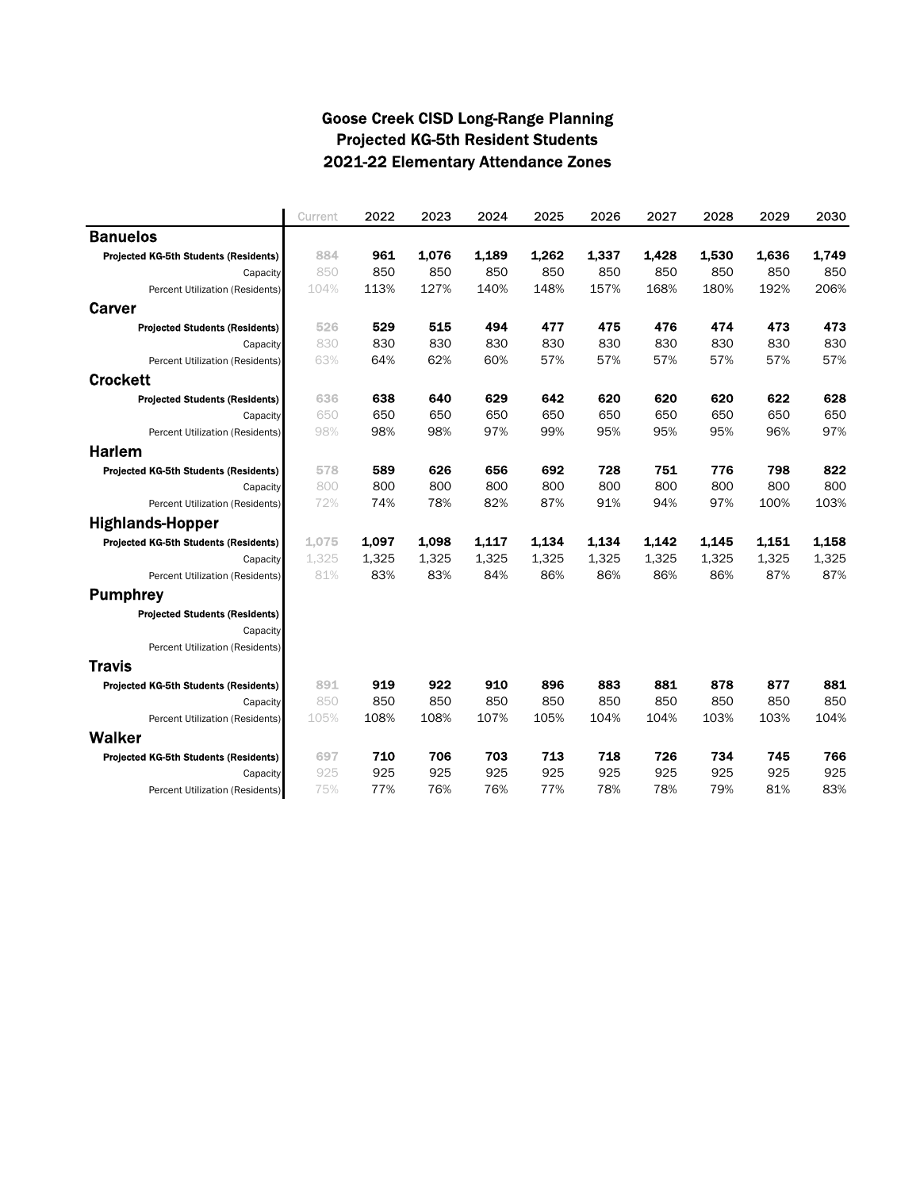# Goose Creek CISD Long-Range Planning
## Projected KG-5th Resident Students
## 2021-22 Elementary Attendance Zones

| | Current | 2022 | 2023 | 2024 | 2025 | 2026 | 2027 | 2028 | 2029 | 2030 |
|---|---|---|---|---|---|---|---|---|---|---|
| **Banuelos** | | | | | | | | | | |
| **Projected KG-5th Students (Residents)** | 884 | **961** | **1,076** | **1,189** | **1,262** | **1,337** | **1,428** | **1,530** | **1,636** | **1,749** |
| Capacity | 850 | 850 | 850 | 850 | 850 | 850 | 850 | 850 | 850 | 850 |
| Percent Utilization (Residents) | 104% | 113% | 127% | 140% | 148% | 157% | 168% | 180% | 192% | 206% |
| **Carver** | | | | | | | | | | |
| **Projected Students (Residents)** | 526 | **529** | **515** | **494** | **477** | **475** | **476** | **474** | **473** | **473** |
| Capacity | 830 | 830 | 830 | 830 | 830 | 830 | 830 | 830 | 830 | 830 |
| Percent Utilization (Residents) | 63% | 64% | 62% | 60% | 57% | 57% | 57% | 57% | 57% | 57% |
| **Crockett** | | | | | | | | | | |
| **Projected Students (Residents)** | 636 | **638** | **640** | **629** | **642** | **620** | **620** | **620** | **622** | **628** |
| Capacity | 650 | 650 | 650 | 650 | 650 | 650 | 650 | 650 | 650 | 650 |
| Percent Utilization (Residents) | 98% | 98% | 98% | 97% | 99% | 95% | 95% | 95% | 96% | 97% |
| **Harlem** | | | | | | | | | | |
| **Projected KG-5th Students (Residents)** | 578 | **589** | **626** | **656** | **692** | **728** | **751** | **776** | **798** | **822** |
| Capacity | 800 | 800 | 800 | 800 | 800 | 800 | 800 | 800 | 800 | 800 |
| Percent Utilization (Residents) | 72% | 74% | 78% | 82% | 87% | 91% | 94% | 97% | 100% | 103% |
| **Highlands-Hopper** | | | | | | | | | | |
| **Projected KG-5th Students (Residents)** | 1,075 | **1,097** | **1,098** | **1,117** | **1,134** | **1,134** | **1,142** | **1,145** | **1,151** | **1,158** |
| Capacity | 1,325 | 1,325 | 1,325 | 1,325 | 1,325 | 1,325 | 1,325 | 1,325 | 1,325 | 1,325 |
| Percent Utilization (Residents) | 81% | 83% | 83% | 84% | 86% | 86% | 86% | 86% | 87% | 87% |
| **Pumphrey** | | | | | | | | | | |
| **Projected Students (Residents)** | | | | | | | | | | |
| Capacity | | | | | | | | | | |
| Percent Utilization (Residents) | | | | | | | | | | |
| **Travis** | | | | | | | | | | |
| **Projected KG-5th Students (Residents)** | 891 | **919** | **922** | **910** | **896** | **883** | **881** | **878** | **877** | **881** |
| Capacity | 850 | 850 | 850 | 850 | 850 | 850 | 850 | 850 | 850 | 850 |
| Percent Utilization (Residents) | 105% | 108% | 108% | 107% | 105% | 104% | 104% | 103% | 103% | 104% |
| **Walker** | | | | | | | | | | |
| **Projected KG-5th Students (Residents)** | 697 | **710** | **706** | **703** | **713** | **718** | **726** | **734** | **745** | **766** |
| Capacity | 925 | 925 | 925 | 925 | 925 | 925 | 925 | 925 | 925 | 925 |
| Percent Utilization (Residents) | 75% | 77% | 76% | 76% | 77% | 78% | 78% | 79% | 81% | 83% |